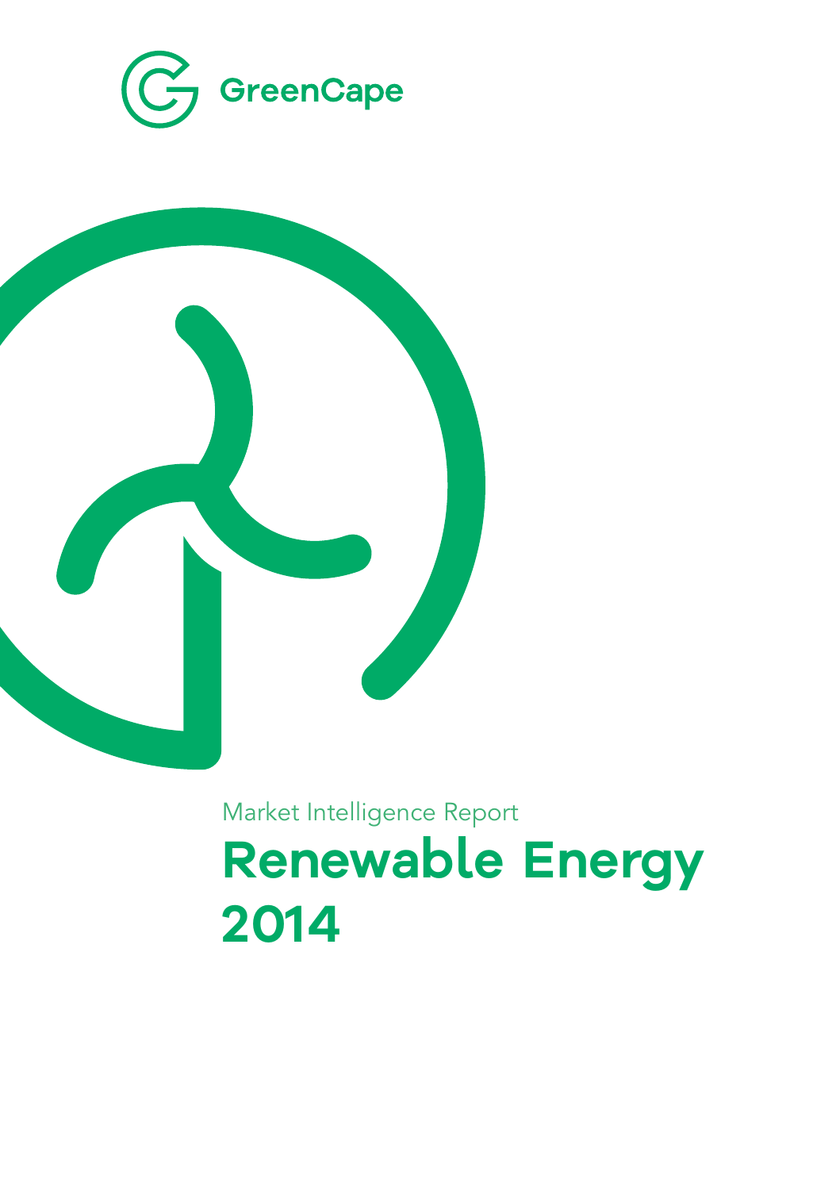GreenCape

Market Intelligence Report

# Renewable Energy 2014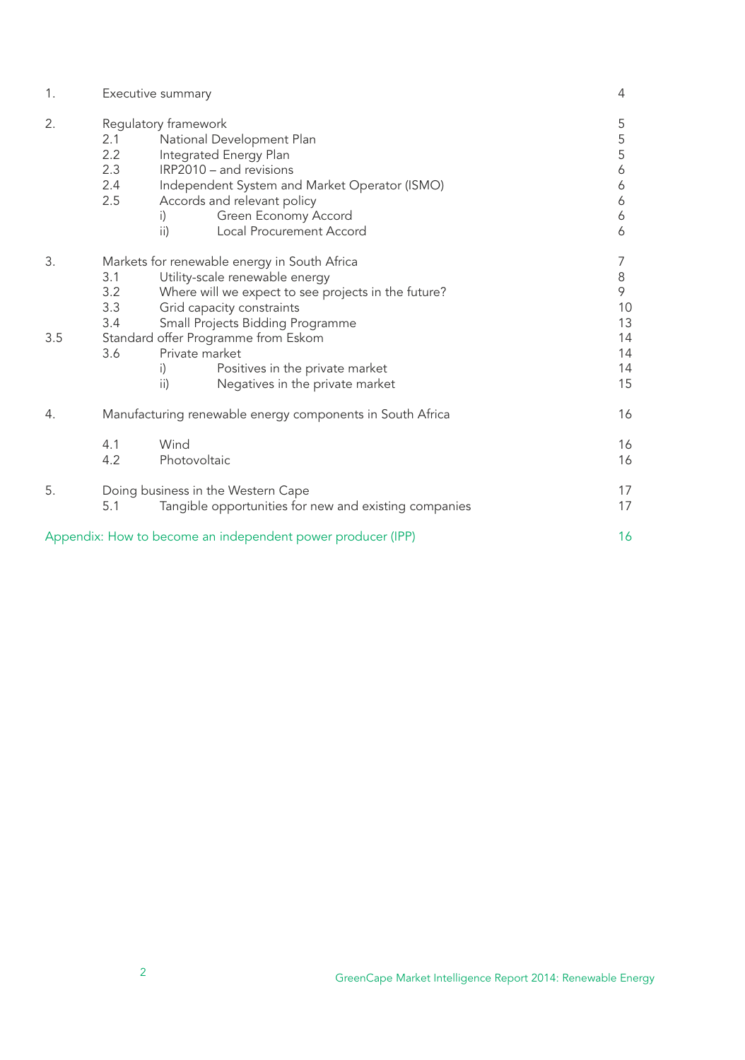| | | | |
|---|---|---|---|
| 1. | Executive summary | | 4 |
| 2. | Regulatory framework | | 5 |
| | 2.1 | National Development Plan | 5 |
| | 2.2 | Integrated Energy Plan | 5 |
| | 2.3 | IRP2010 – and revisions | 6 |
| | 2.4 | Independent System and Market Operator (ISMO) | 6 |
| | 2.5 | Accords and relevant policy | 6 |
| | | i) Green Economy Accord | 6 |
| | | ii) Local Procurement Accord | 6 |
| 3. | Markets for renewable energy in South Africa | | 7 |
| | 3.1 | Utility-scale renewable energy | 8 |
| | 3.2 | Where will we expect to see projects in the future? | 9 |
| | 3.3 | Grid capacity constraints | 10 |
| | 3.4 | Small Projects Bidding Programme | 13 |
| 3.5 | Standard offer Programme from Eskom | | 14 |
| | 3.6 | Private market | 14 |
| | | i) Positives in the private market | 14 |
| | | ii) Negatives in the private market | 15 |
| 4. | Manufacturing renewable energy components in South Africa | | 16 |
| | 4.1 | Wind | 16 |
| | 4.2 | Photovoltaic | 16 |
| 5. | Doing business in the Western Cape | | 17 |
| | 5.1 | Tangible opportunities for new and existing companies | 17 |
| Appendix: How to become an independent power producer (IPP) | | | 16 |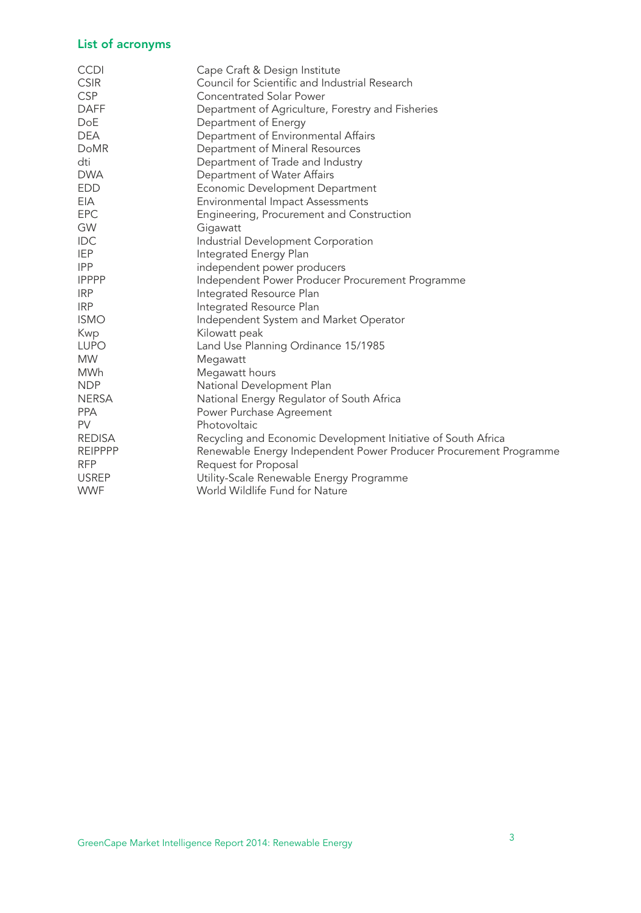## List of acronyms

| | |
|---|---|
| CCDI | Cape Craft & Design Institute |
| CSIR | Council for Scientific and Industrial Research |
| CSP | Concentrated Solar Power |
| DAFF | Department of Agriculture, Forestry and Fisheries |
| DoE | Department of Energy |
| DEA | Department of Environmental Affairs |
| DoMR | Department of Mineral Resources |
| dti | Department of Trade and Industry |
| DWA | Department of Water Affairs |
| EDD | Economic Development Department |
| EIA | Environmental Impact Assessments |
| EPC | Engineering, Procurement and Construction |
| GW | Gigawatt |
| IDC | Industrial Development Corporation |
| IEP | Integrated Energy Plan |
| IPP | independent power producers |
| IPPPP | Independent Power Producer Procurement Programme |
| IRP | Integrated Resource Plan |
| IRP | Integrated Resource Plan |
| ISMO | Independent System and Market Operator |
| Kwp | Kilowatt peak |
| LUPO | Land Use Planning Ordinance 15/1985 |
| MW | Megawatt |
| MWh | Megawatt hours |
| NDP | National Development Plan |
| NERSA | National Energy Regulator of South Africa |
| PPA | Power Purchase Agreement |
| PV | Photovoltaic |
| REDISA | Recycling and Economic Development Initiative of South Africa |
| REIPPPP | Renewable Energy Independent Power Producer Procurement Programme |
| RFP | Request for Proposal |
| USREP | Utility-Scale Renewable Energy Programme |
| WWF | World Wildlife Fund for Nature |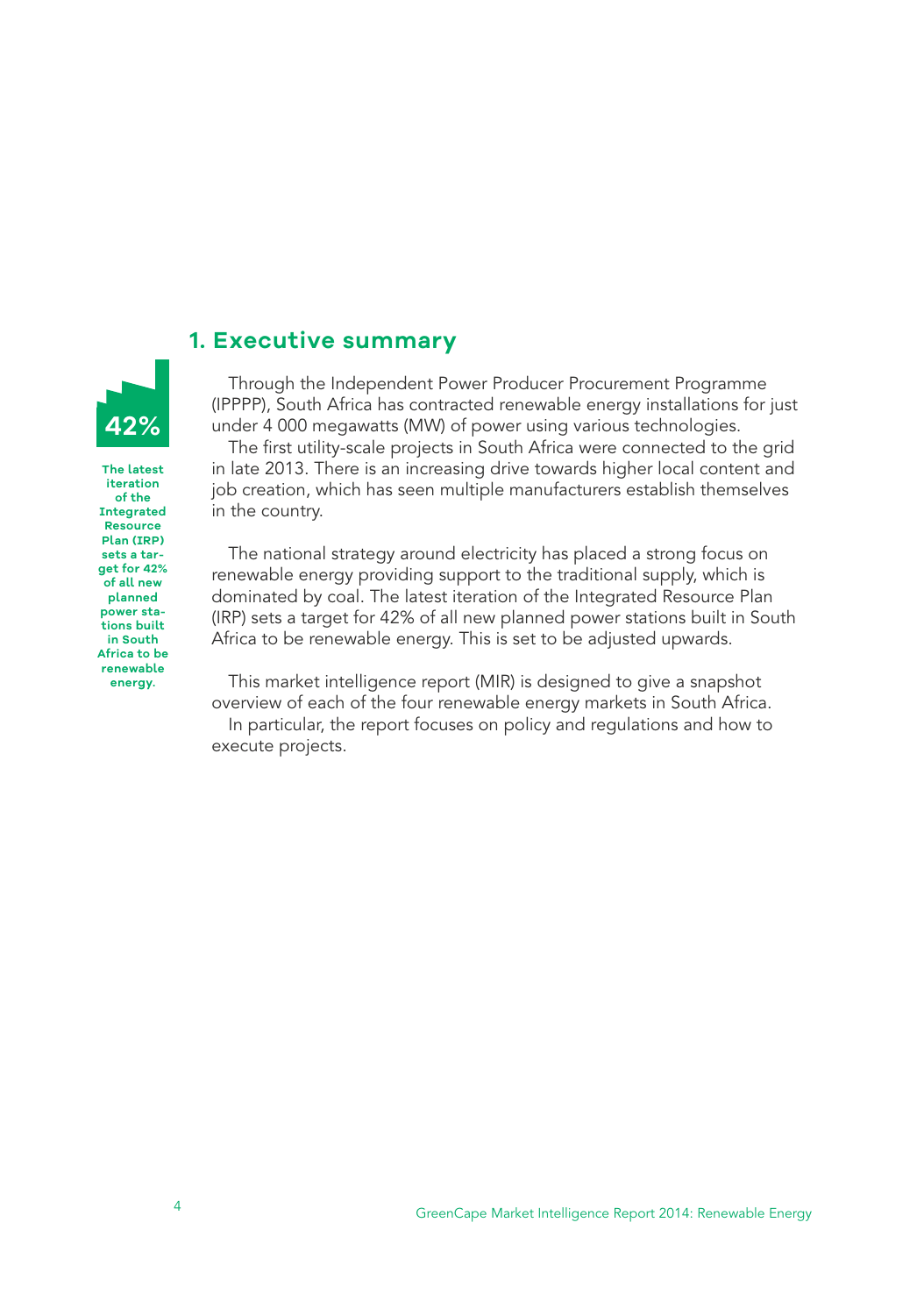## 1. Executive summary

**42%**

**The latest iteration of the Integrated Resource Plan (IRP) sets a target for 42% of all new planned power stations built in South Africa to be renewable energy.**

Through the Independent Power Producer Procurement Programme (IPPPP), South Africa has contracted renewable energy installations for just under 4 000 megawatts (MW) of power using various technologies.

The first utility-scale projects in South Africa were connected to the grid in late 2013. There is an increasing drive towards higher local content and job creation, which has seen multiple manufacturers establish themselves in the country.

The national strategy around electricity has placed a strong focus on renewable energy providing support to the traditional supply, which is dominated by coal. The latest iteration of the Integrated Resource Plan (IRP) sets a target for 42% of all new planned power stations built in South Africa to be renewable energy. This is set to be adjusted upwards.

This market intelligence report (MIR) is designed to give a snapshot overview of each of the four renewable energy markets in South Africa.

In particular, the report focuses on policy and regulations and how to execute projects.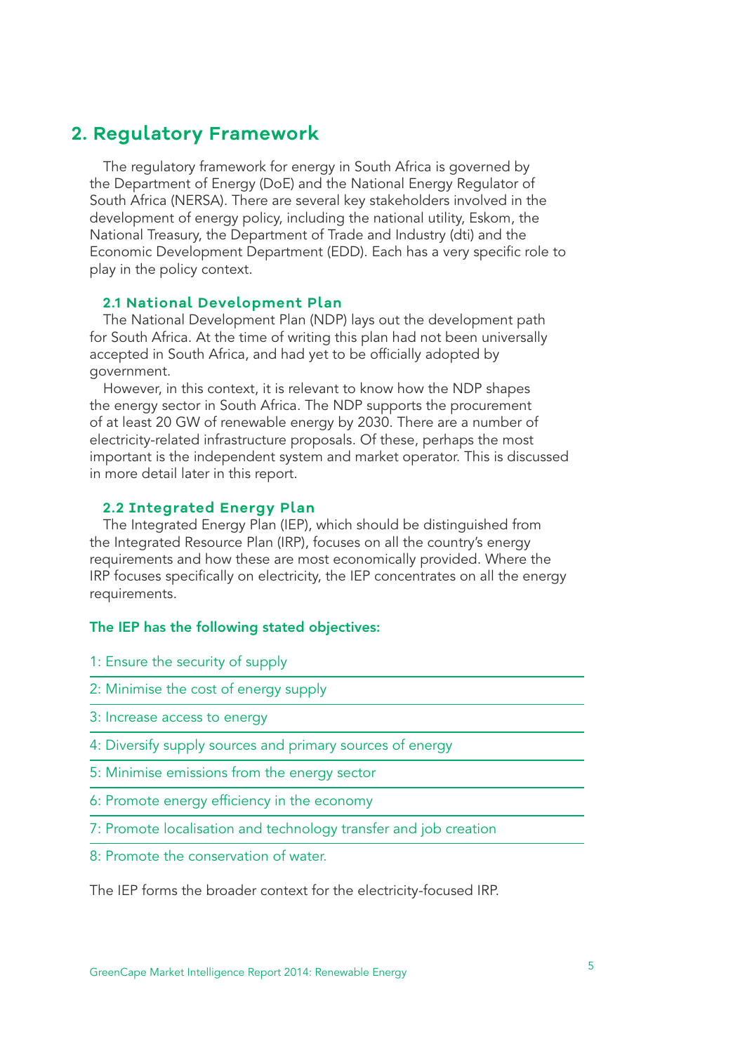## 2. Regulatory Framework

The regulatory framework for energy in South Africa is governed by the Department of Energy (DoE) and the National Energy Regulator of South Africa (NERSA). There are several key stakeholders involved in the development of energy policy, including the national utility, Eskom, the National Treasury, the Department of Trade and Industry (dti) and the Economic Development Department (EDD). Each has a very specific role to play in the policy context.

### 2.1 National Development Plan

The National Development Plan (NDP) lays out the development path for South Africa. At the time of writing this plan had not been universally accepted in South Africa, and had yet to be officially adopted by government.

However, in this context, it is relevant to know how the NDP shapes the energy sector in South Africa. The NDP supports the procurement of at least 20 GW of renewable energy by 2030. There are a number of electricity-related infrastructure proposals. Of these, perhaps the most important is the independent system and market operator. This is discussed in more detail later in this report.

### 2.2 Integrated Energy Plan

The Integrated Energy Plan (IEP), which should be distinguished from the Integrated Resource Plan (IRP), focuses on all the country's energy requirements and how these are most economically provided. Where the IRP focuses specifically on electricity, the IEP concentrates on all the energy requirements.

**The IEP has the following stated objectives:**

1: Ensure the security of supply

2: Minimise the cost of energy supply

3: Increase access to energy

4: Diversify supply sources and primary sources of energy

5: Minimise emissions from the energy sector

6: Promote energy efficiency in the economy

7: Promote localisation and technology transfer and job creation

8: Promote the conservation of water.

The IEP forms the broader context for the electricity-focused IRP.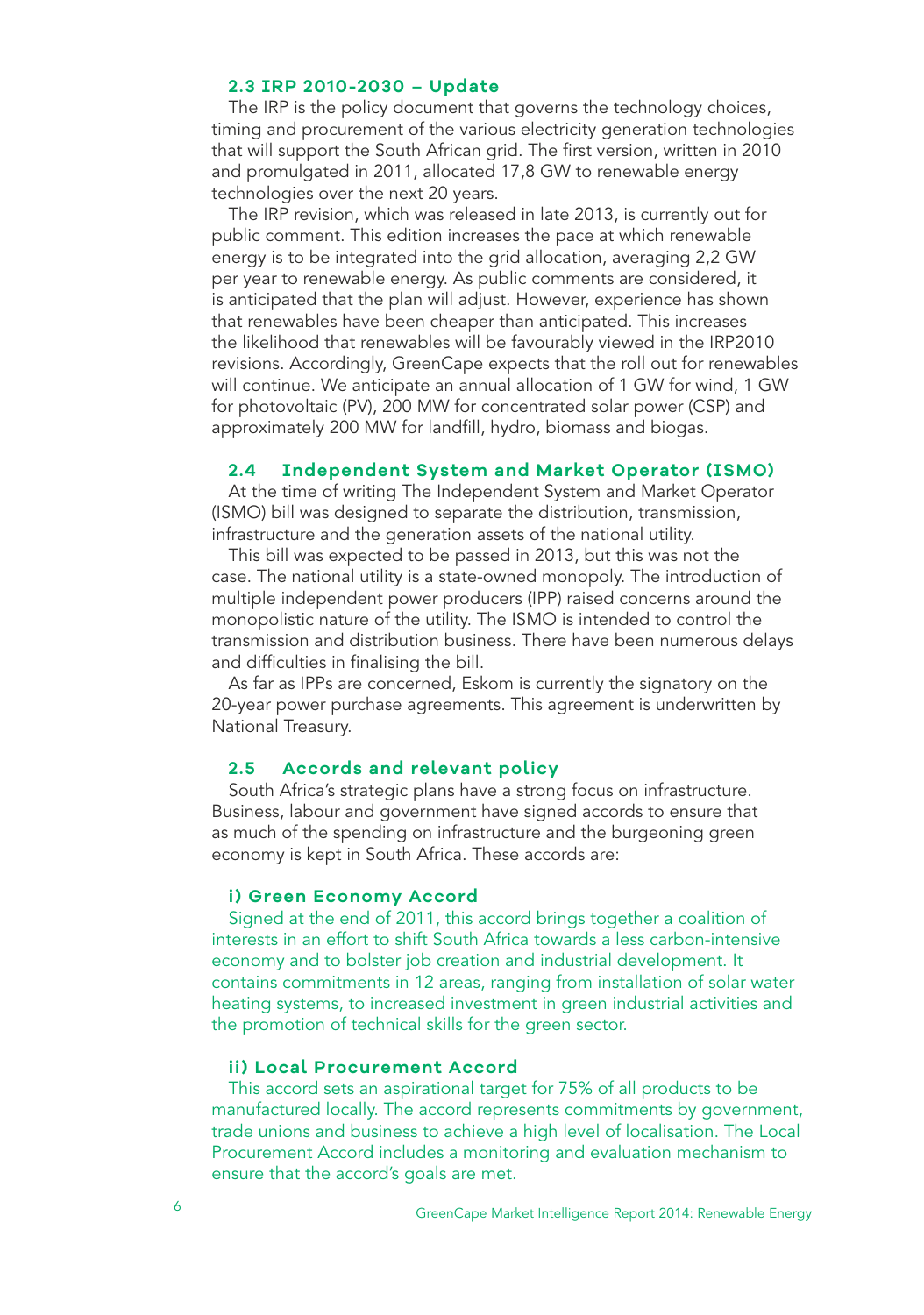### 2.3 IRP 2010-2030 – Update

The IRP is the policy document that governs the technology choices, timing and procurement of the various electricity generation technologies that will support the South African grid. The first version, written in 2010 and promulgated in 2011, allocated 17,8 GW to renewable energy technologies over the next 20 years.

The IRP revision, which was released in late 2013, is currently out for public comment. This edition increases the pace at which renewable energy is to be integrated into the grid allocation, averaging 2,2 GW per year to renewable energy. As public comments are considered, it is anticipated that the plan will adjust. However, experience has shown that renewables have been cheaper than anticipated. This increases the likelihood that renewables will be favourably viewed in the IRP2010 revisions. Accordingly, GreenCape expects that the roll out for renewables will continue. We anticipate an annual allocation of 1 GW for wind, 1 GW for photovoltaic (PV), 200 MW for concentrated solar power (CSP) and approximately 200 MW for landfill, hydro, biomass and biogas.

### 2.4 Independent System and Market Operator (ISMO)

At the time of writing The Independent System and Market Operator (ISMO) bill was designed to separate the distribution, transmission, infrastructure and the generation assets of the national utility.

This bill was expected to be passed in 2013, but this was not the case. The national utility is a state-owned monopoly. The introduction of multiple independent power producers (IPP) raised concerns around the monopolistic nature of the utility. The ISMO is intended to control the transmission and distribution business. There have been numerous delays and difficulties in finalising the bill.

As far as IPPs are concerned, Eskom is currently the signatory on the 20-year power purchase agreements. This agreement is underwritten by National Treasury.

### 2.5 Accords and relevant policy

South Africa's strategic plans have a strong focus on infrastructure. Business, labour and government have signed accords to ensure that as much of the spending on infrastructure and the burgeoning green economy is kept in South Africa. These accords are:

#### i) Green Economy Accord

Signed at the end of 2011, this accord brings together a coalition of interests in an effort to shift South Africa towards a less carbon-intensive economy and to bolster job creation and industrial development. It contains commitments in 12 areas, ranging from installation of solar water heating systems, to increased investment in green industrial activities and the promotion of technical skills for the green sector.

#### ii) Local Procurement Accord

This accord sets an aspirational target for 75% of all products to be manufactured locally. The accord represents commitments by government, trade unions and business to achieve a high level of localisation. The Local Procurement Accord includes a monitoring and evaluation mechanism to ensure that the accord's goals are met.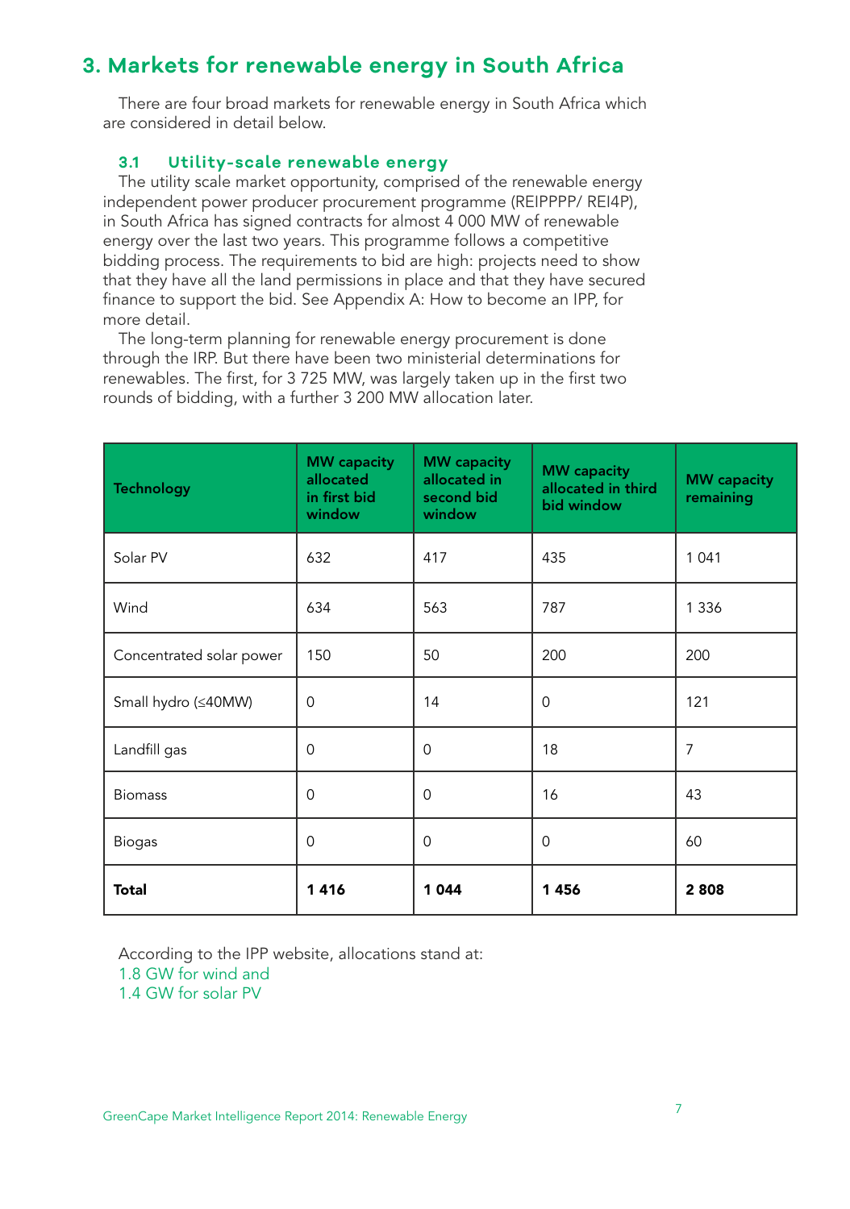## 3. Markets for renewable energy in South Africa

There are four broad markets for renewable energy in South Africa which are considered in detail below.

### 3.1 Utility-scale renewable energy

The utility scale market opportunity, comprised of the renewable energy independent power producer procurement programme (REIPPPP/ REI4P), in South Africa has signed contracts for almost 4 000 MW of renewable energy over the last two years. This programme follows a competitive bidding process. The requirements to bid are high: projects need to show that they have all the land permissions in place and that they have secured finance to support the bid. See Appendix A: How to become an IPP, for more detail.

The long-term planning for renewable energy procurement is done through the IRP. But there have been two ministerial determinations for renewables. The first, for 3 725 MW, was largely taken up in the first two rounds of bidding, with a further 3 200 MW allocation later.

| Technology | MW capacity allocated in first bid window | MW capacity allocated in second bid window | MW capacity allocated in third bid window | MW capacity remaining |
|---|---|---|---|---|
| Solar PV | 632 | 417 | 435 | 1 041 |
| Wind | 634 | 563 | 787 | 1 336 |
| Concentrated solar power | 150 | 50 | 200 | 200 |
| Small hydro (≤40MW) | 0 | 14 | 0 | 121 |
| Landfill gas | 0 | 0 | 18 | 7 |
| Biomass | 0 | 0 | 16 | 43 |
| Biogas | 0 | 0 | 0 | 60 |
| **Total** | **1 416** | **1 044** | **1 456** | **2 808** |

According to the IPP website, allocations stand at:
1.8 GW for wind and
1.4 GW for solar PV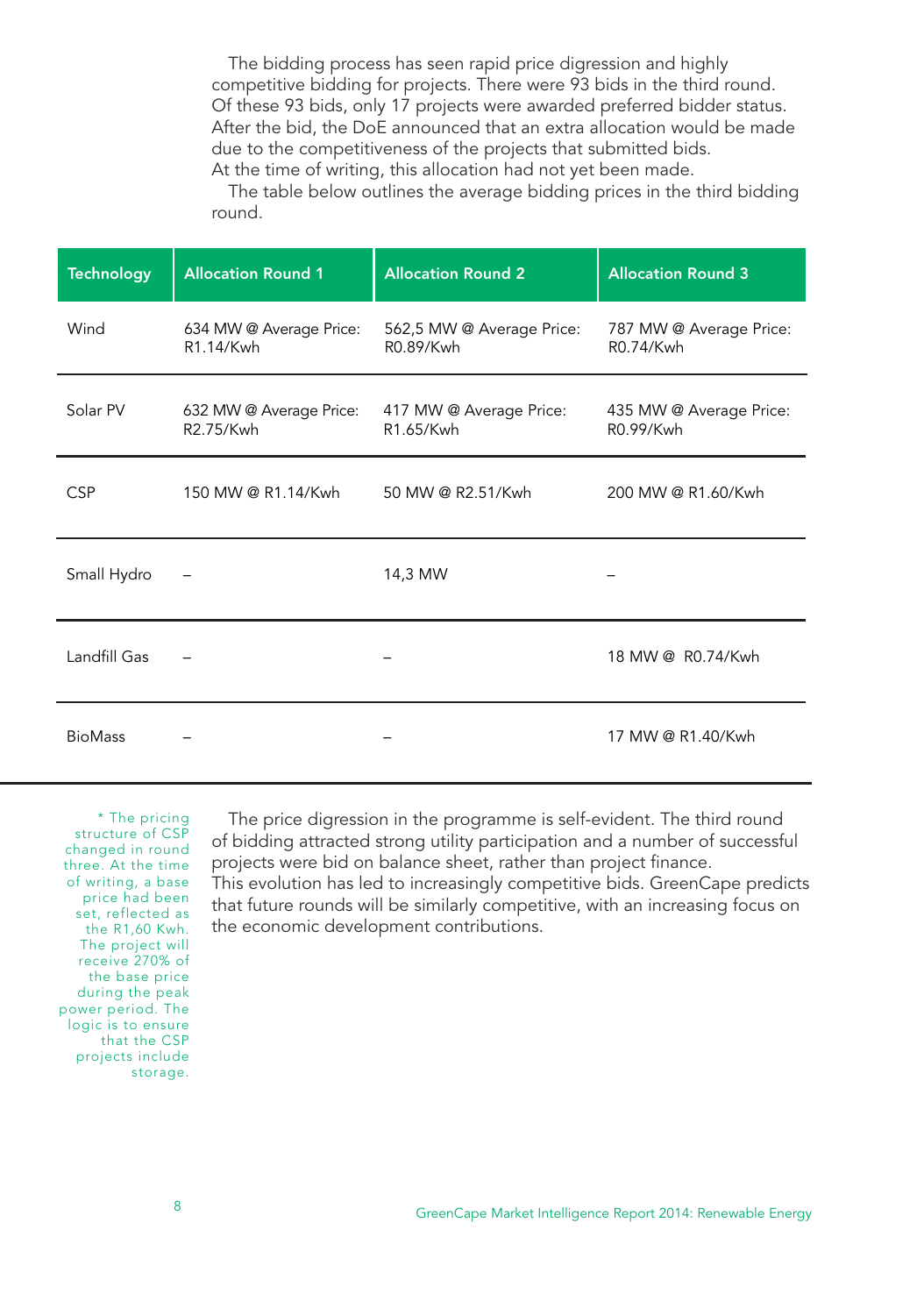The bidding process has seen rapid price digression and highly competitive bidding for projects. There were 93 bids in the third round. Of these 93 bids, only 17 projects were awarded preferred bidder status. After the bid, the DoE announced that an extra allocation would be made due to the competitiveness of the projects that submitted bids. At the time of writing, this allocation had not yet been made.

The table below outlines the average bidding prices in the third bidding round.

| Technology | Allocation Round 1 | Allocation Round 2 | Allocation Round 3 |
|---|---|---|---|
| Wind | 634 MW @ Average Price: R1.14/Kwh | 562,5 MW @ Average Price: R0.89/Kwh | 787 MW @ Average Price: R0.74/Kwh |
| Solar PV | 632 MW @ Average Price: R2.75/Kwh | 417 MW @ Average Price: R1.65/Kwh | 435 MW @ Average Price: R0.99/Kwh |
| CSP | 150 MW @ R1.14/Kwh | 50 MW @ R2.51/Kwh | 200 MW @ R1.60/Kwh |
| Small Hydro | – | 14,3 MW | – |
| Landfill Gas | – | – | 18 MW @ R0.74/Kwh |
| BioMass | – | – | 17 MW @ R1.40/Kwh |

\* The pricing structure of CSP changed in round three. At the time of writing, a base price had been set, reflected as the R1,60 Kwh. The project will receive 270% of the base price during the peak power period. The logic is to ensure that the CSP projects include storage.

The price digression in the programme is self-evident. The third round of bidding attracted strong utility participation and a number of successful projects were bid on balance sheet, rather than project finance. This evolution has led to increasingly competitive bids. GreenCape predicts that future rounds will be similarly competitive, with an increasing focus on the economic development contributions.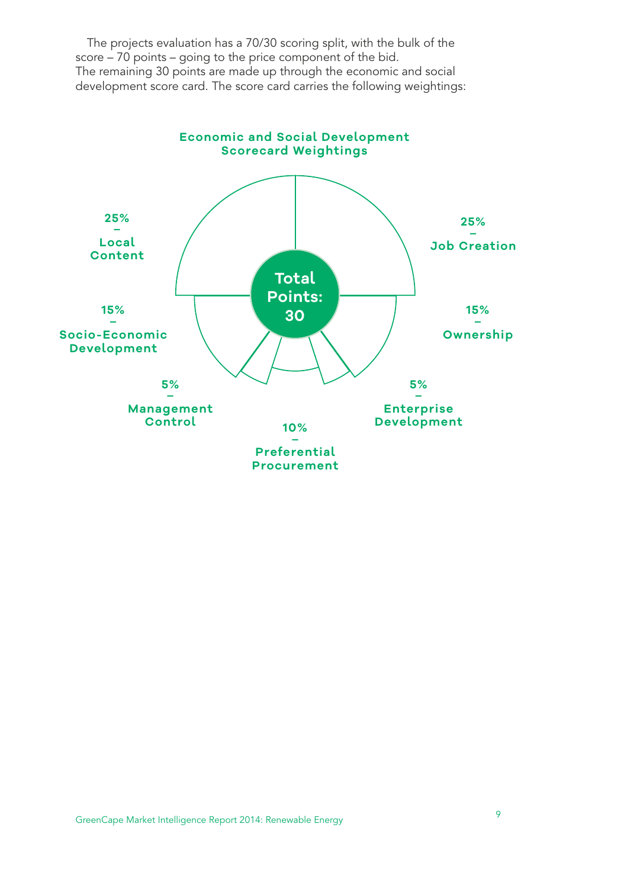The projects evaluation has a 70/30 scoring split, with the bulk of the score – 70 points – going to the price component of the bid. The remaining 30 points are made up through the economic and social development score card. The score card carries the following weightings:

**Economic and Social Development Scorecard Weightings**

**Total Points: 30**

- **25% – Local Content**
- **25% – Job Creation**
- **15% – Socio-Economic Development**
- **15% – Ownership**
- **5% – Management Control**
- **5% – Enterprise Development**
- **10% – Preferential Procurement**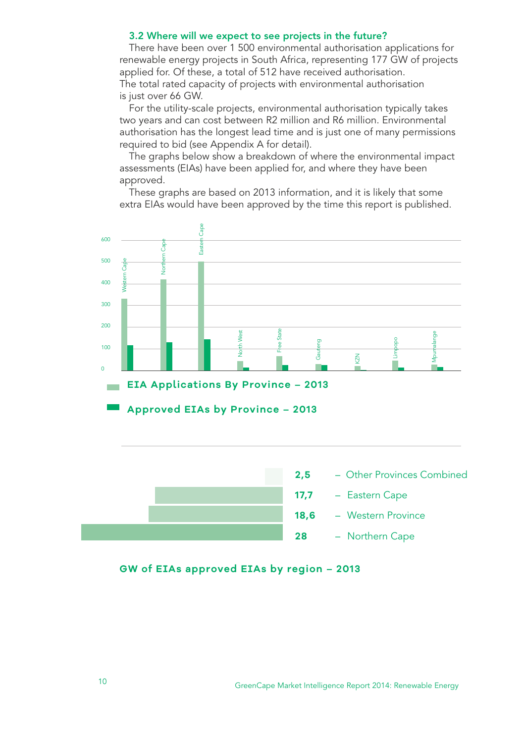### 3.2 Where will we expect to see projects in the future?

There have been over 1 500 environmental authorisation applications for renewable energy projects in South Africa, representing 177 GW of projects applied for. Of these, a total of 512 have received authorisation. The total rated capacity of projects with environmental authorisation is just over 66 GW.

For the utility-scale projects, environmental authorisation typically takes two years and can cost between R2 million and R6 million. Environmental authorisation has the longest lead time and is just one of many permissions required to bid (see Appendix A for detail).

The graphs below show a breakdown of where the environmental impact assessments (EIAs) have been applied for, and where they have been approved.

These graphs are based on 2013 information, and it is likely that some extra EIAs would have been approved by the time this report is published.

**EIA Applications By Province – 2013**

**Approved EIAs by Province – 2013**

| 2,5 | – Other Provinces Combined |
|---|---|
| 17,7 | – Eastern Cape |
| 18,6 | – Western Province |
| 28 | – Northern Cape |

**GW of EIAs approved EIAs by region – 2013**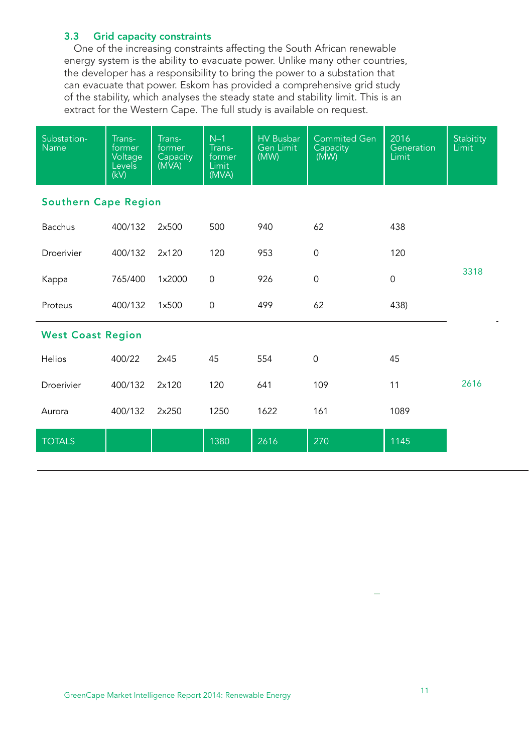### 3.3 Grid capacity constraints

One of the increasing constraints affecting the South African renewable energy system is the ability to evacuate power. Unlike many other countries, the developer has a responsibility to bring the power to a substation that can evacuate that power. Eskom has provided a comprehensive grid study of the stability, which analyses the steady state and stability limit. This is an extract for the Western Cape. The full study is available on request.

| Substation-Name | Trans-former Voltage Levels (kV) | Trans-former Capacity (MVA) | N–1 Trans-former Limit (MVA) | HV Busbar Gen Limit (MW) | Commited Gen Capacity (MW) | 2016 Generation Limit | Stabitity Limit |
|---|---|---|---|---|---|---|---|
| **Southern Cape Region** | | | | | | | |
| Bacchus | 400/132 | 2x500 | 500 | 940 | 62 | 438 | 3318 |
| Droerivier | 400/132 | 2x120 | 120 | 953 | 0 | 120 | |
| Kappa | 765/400 | 1x2000 | 0 | 926 | 0 | 0 | |
| Proteus | 400/132 | 1x500 | 0 | 499 | 62 | 438) | |
| **West Coast Region** | | | | | | | |
| Helios | 400/22 | 2x45 | 45 | 554 | 0 | 45 | 2616 |
| Droerivier | 400/132 | 2x120 | 120 | 641 | 109 | 11 | |
| Aurora | 400/132 | 2x250 | 1250 | 1622 | 161 | 1089 | |
| TOTALS | | | 1380 | 2616 | 270 | 1145 | |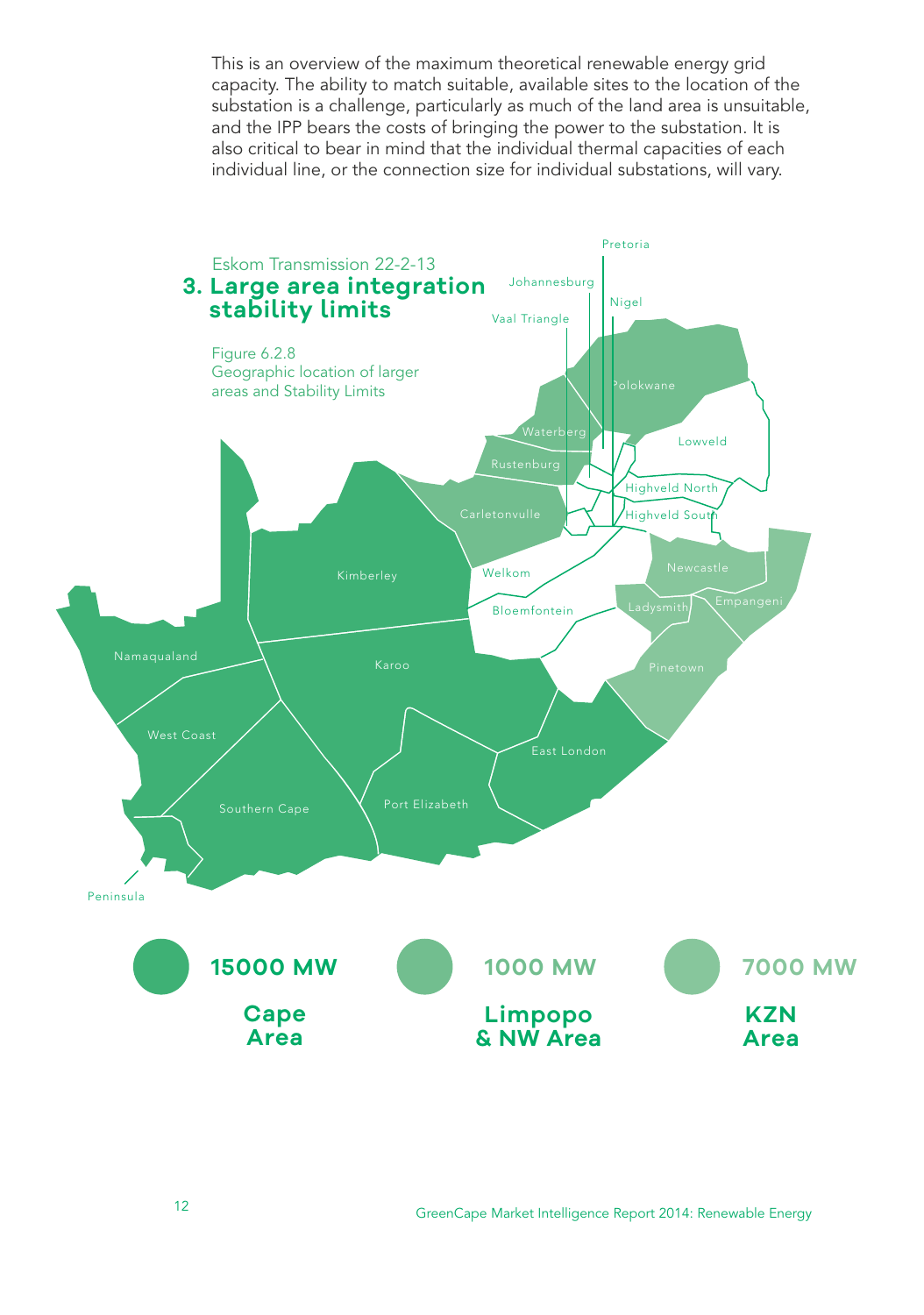This is an overview of the maximum theoretical renewable energy grid capacity. The ability to match suitable, available sites to the location of the substation is a challenge, particularly as much of the land area is unsuitable, and the IPP bears the costs of bringing the power to the substation. It is also critical to bear in mind that the individual thermal capacities of each individual line, or the connection size for individual substations, will vary.

Eskom Transmission 22-2-13

## 3. Large area integration stability limits

Figure 6.2.8
Geographic location of larger areas and Stability Limits

Pretoria, Johannesburg, Nigel, Vaal Triangle, Polokwane, Waterberg, Lowveld, Rustenburg, Highveld North, Highveld South, Carletonvulle, Welkom, Newcastle, Kimberley, Bloemfontein, Ladysmith, Empangeni, Namaqualand, Karoo, Pinetown, West Coast, East London, Southern Cape, Port Elizabeth, Peninsula

**15000 MW** — **Cape Area**

**1000 MW** — **Limpopo & NW Area**

**7000 MW** — **KZN Area**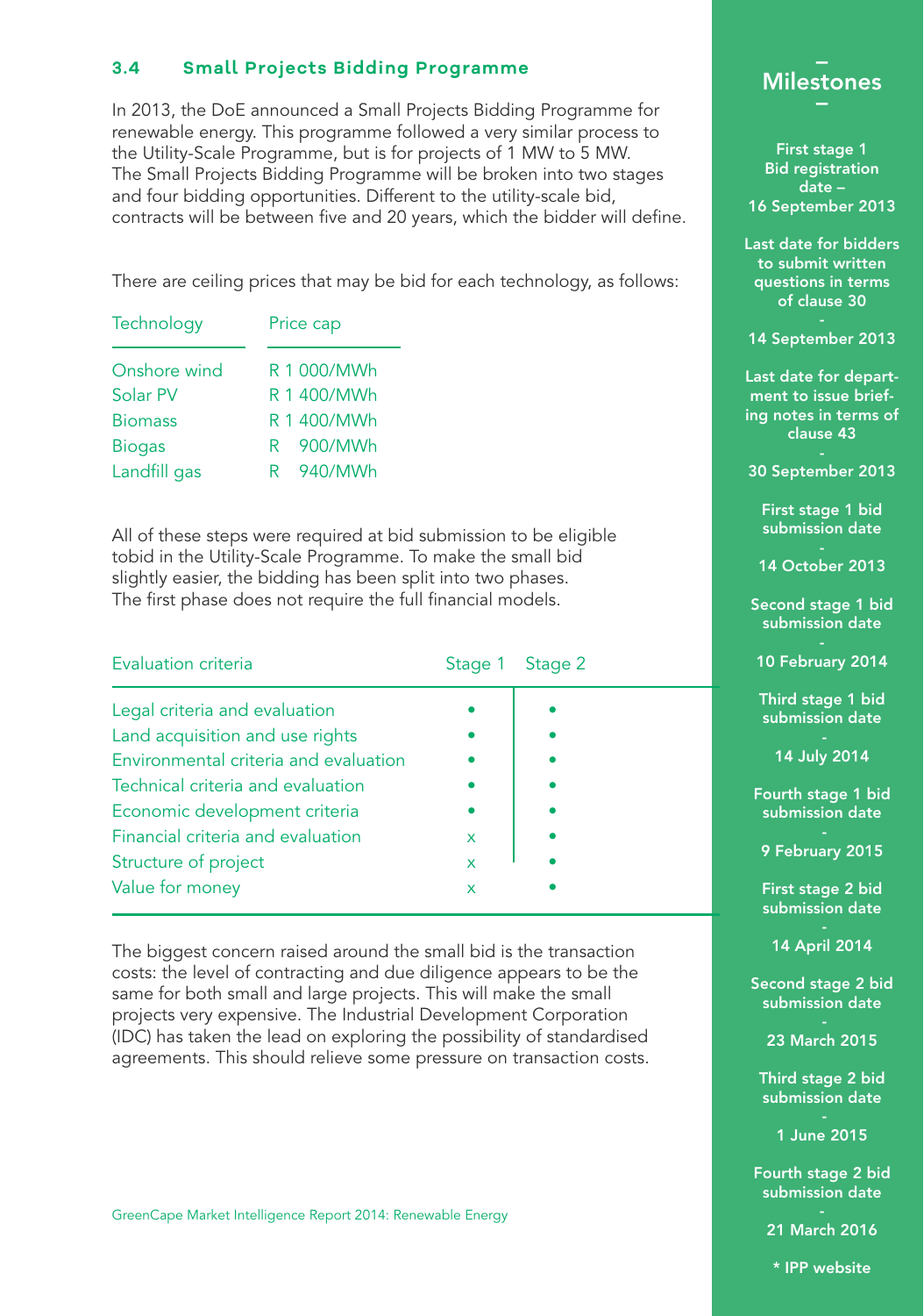### 3.4 Small Projects Bidding Programme

In 2013, the DoE announced a Small Projects Bidding Programme for renewable energy. This programme followed a very similar process to the Utility-Scale Programme, but is for projects of 1 MW to 5 MW. The Small Projects Bidding Programme will be broken into two stages and four bidding opportunities. Different to the utility-scale bid, contracts will be between five and 20 years, which the bidder will define.

There are ceiling prices that may be bid for each technology, as follows:

| Technology | Price cap |
|---|---|
| Onshore wind | R 1 000/MWh |
| Solar PV | R 1 400/MWh |
| Biomass | R 1 400/MWh |
| Biogas | R 900/MWh |
| Landfill gas | R 940/MWh |

All of these steps were required at bid submission to be eligible tobid in the Utility-Scale Programme. To make the small bid slightly easier, the bidding has been split into two phases. The first phase does not require the full financial models.

| Evaluation criteria | Stage 1 | Stage 2 |
|---|---|---|
| Legal criteria and evaluation | • | • |
| Land acquisition and use rights | • | • |
| Environmental criteria and evaluation | • | • |
| Technical criteria and evaluation | • | • |
| Economic development criteria | • | • |
| Financial criteria and evaluation | x | • |
| Structure of project | x | • |
| Value for money | x | • |

The biggest concern raised around the small bid is the transaction costs: the level of contracting and due diligence appears to be the same for both small and large projects. This will make the small projects very expensive. The Industrial Development Corporation (IDC) has taken the lead on exploring the possibility of standardised agreements. This should relieve some pressure on transaction costs.

## Milestones

**First stage 1 Bid registration date –** 16 September 2013

**Last date for bidders to submit written questions in terms of clause 30** - 14 September 2013

**Last date for department to issue briefing notes in terms of clause 43** - 30 September 2013

**First stage 1 bid submission date** - 14 October 2013

**Second stage 1 bid submission date** - 10 February 2014

**Third stage 1 bid submission date** - 14 July 2014

**Fourth stage 1 bid submission date** - 9 February 2015

**First stage 2 bid submission date** - 14 April 2014

**Second stage 2 bid submission date** - 23 March 2015

**Third stage 2 bid submission date** - 1 June 2015

**Fourth stage 2 bid submission date** - 21 March 2016

\* IPP website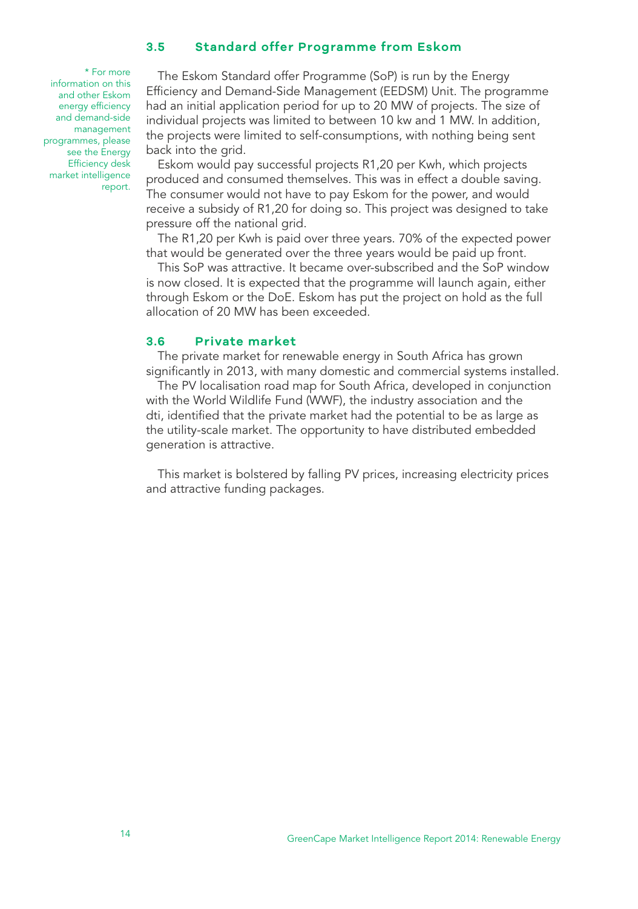### 3.5 Standard offer Programme from Eskom

* For more information on this and other Eskom energy efficiency and demand-side management programmes, please see the Energy Efficiency desk market intelligence report.

The Eskom Standard offer Programme (SoP) is run by the Energy Efficiency and Demand-Side Management (EEDSM) Unit. The programme had an initial application period for up to 20 MW of projects. The size of individual projects was limited to between 10 kw and 1 MW. In addition, the projects were limited to self-consumptions, with nothing being sent back into the grid.

Eskom would pay successful projects R1,20 per Kwh, which projects produced and consumed themselves. This was in effect a double saving. The consumer would not have to pay Eskom for the power, and would receive a subsidy of R1,20 for doing so. This project was designed to take pressure off the national grid.

The R1,20 per Kwh is paid over three years. 70% of the expected power that would be generated over the three years would be paid up front.

This SoP was attractive. It became over-subscribed and the SoP window is now closed. It is expected that the programme will launch again, either through Eskom or the DoE. Eskom has put the project on hold as the full allocation of 20 MW has been exceeded.

### 3.6 Private market

The private market for renewable energy in South Africa has grown significantly in 2013, with many domestic and commercial systems installed.

The PV localisation road map for South Africa, developed in conjunction with the World Wildlife Fund (WWF), the industry association and the dti, identified that the private market had the potential to be as large as the utility-scale market. The opportunity to have distributed embedded generation is attractive.

This market is bolstered by falling PV prices, increasing electricity prices and attractive funding packages.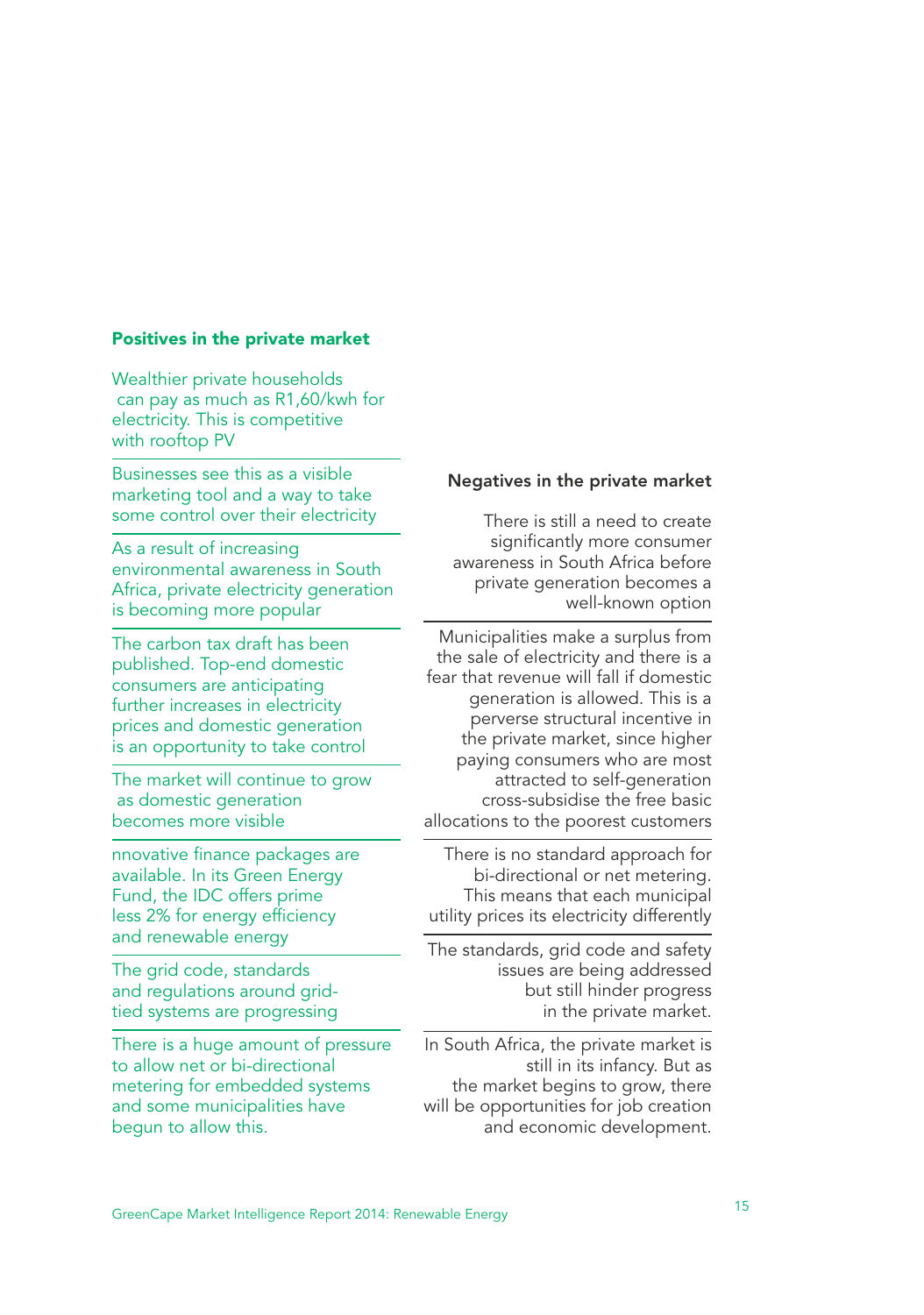## Positives in the private market

Wealthier private households can pay as much as R1,60/kwh for electricity. This is competitive with rooftop PV

Businesses see this as a visible marketing tool and a way to take some control over their electricity

As a result of increasing environmental awareness in South Africa, private electricity generation is becoming more popular

The carbon tax draft has been published. Top-end domestic consumers are anticipating further increases in electricity prices and domestic generation is an opportunity to take control

The market will continue to grow as domestic generation becomes more visible

nnovative finance packages are available. In its Green Energy Fund, the IDC offers prime less 2% for energy efficiency and renewable energy

The grid code, standards and regulations around grid-tied systems are progressing

There is a huge amount of pressure to allow net or bi-directional metering for embedded systems and some municipalities have begun to allow this.

## Negatives in the private market

There is still a need to create significantly more consumer awareness in South Africa before private generation becomes a well-known option

Municipalities make a surplus from the sale of electricity and there is a fear that revenue will fall if domestic generation is allowed. This is a perverse structural incentive in the private market, since higher paying consumers who are most attracted to self-generation cross-subsidise the free basic allocations to the poorest customers

There is no standard approach for bi-directional or net metering. This means that each municipal utility prices its electricity differently

The standards, grid code and safety issues are being addressed but still hinder progress in the private market.

In South Africa, the private market is still in its infancy. But as the market begins to grow, there will be opportunities for job creation and economic development.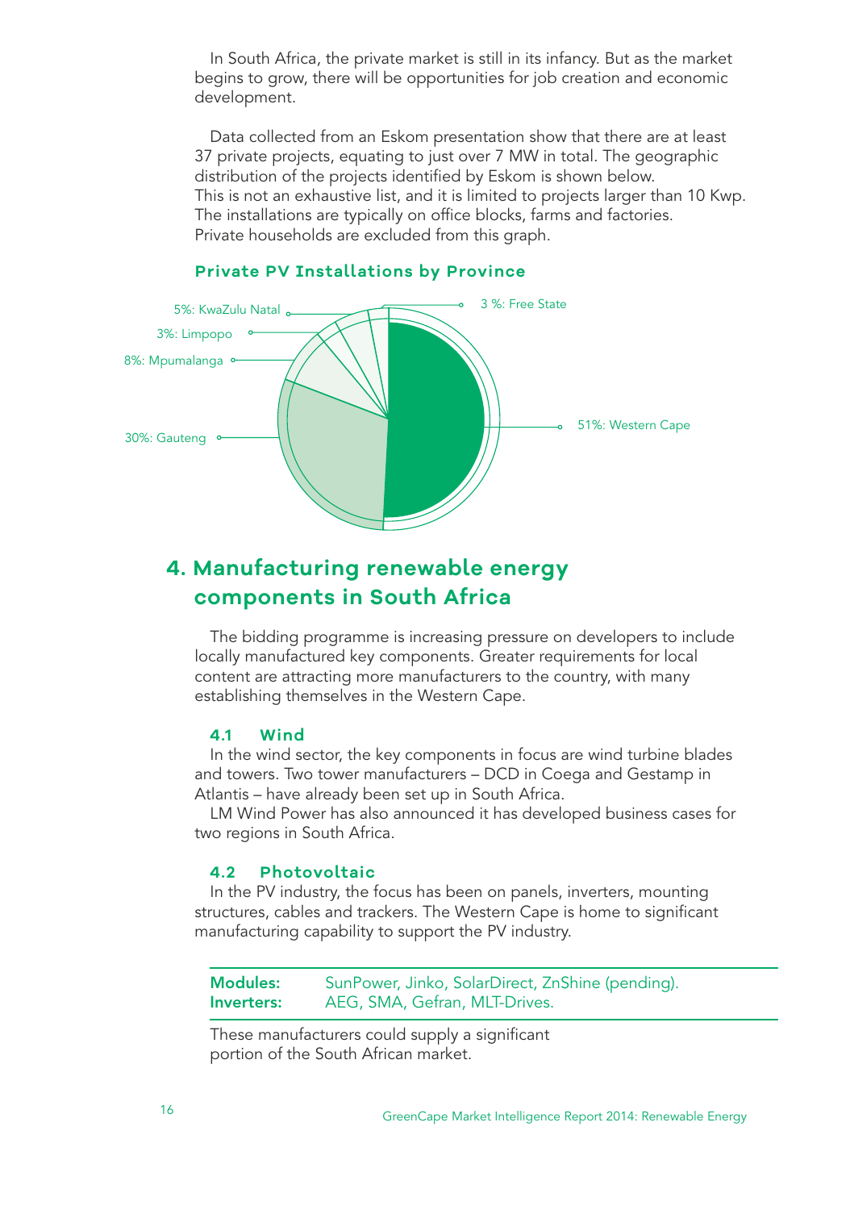In South Africa, the private market is still in its infancy. But as the market begins to grow, there will be opportunities for job creation and economic development.

Data collected from an Eskom presentation show that there are at least 37 private projects, equating to just over 7 MW in total. The geographic distribution of the projects identified by Eskom is shown below.
This is not an exhaustive list, and it is limited to projects larger than 10 Kwp. The installations are typically on office blocks, farms and factories. Private households are excluded from this graph.

**Private PV Installations by Province**

- 51%: Western Cape
- 30%: Gauteng
- 8%: Mpumalanga
- 3%: Limpopo
- 5%: KwaZulu Natal
- 3 %: Free State

## 4. Manufacturing renewable energy components in South Africa

The bidding programme is increasing pressure on developers to include locally manufactured key components. Greater requirements for local content are attracting more manufacturers to the country, with many establishing themselves in the Western Cape.

### 4.1 Wind

In the wind sector, the key components in focus are wind turbine blades and towers. Two tower manufacturers – DCD in Coega and Gestamp in Atlantis – have already been set up in South Africa.
LM Wind Power has also announced it has developed business cases for two regions in South Africa.

### 4.2 Photovoltaic

In the PV industry, the focus has been on panels, inverters, mounting structures, cables and trackers. The Western Cape is home to significant manufacturing capability to support the PV industry.

| | |
|---|---|
| **Modules:** | SunPower, Jinko, SolarDirect, ZnShine (pending). |
| **Inverters:** | AEG, SMA, Gefran, MLT-Drives. |

These manufacturers could supply a significant portion of the South African market.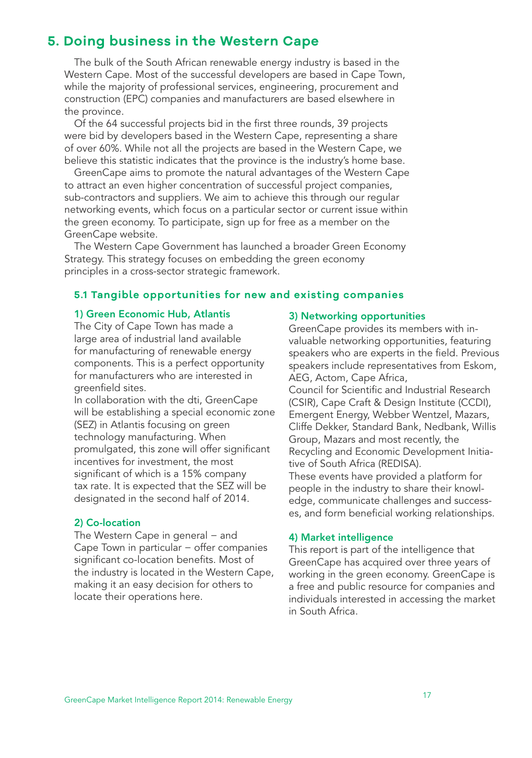## 5. Doing business in the Western Cape

The bulk of the South African renewable energy industry is based in the Western Cape. Most of the successful developers are based in Cape Town, while the majority of professional services, engineering, procurement and construction (EPC) companies and manufacturers are based elsewhere in the province.

Of the 64 successful projects bid in the first three rounds, 39 projects were bid by developers based in the Western Cape, representing a share of over 60%. While not all the projects are based in the Western Cape, we believe this statistic indicates that the province is the industry's home base.

GreenCape aims to promote the natural advantages of the Western Cape to attract an even higher concentration of successful project companies, sub-contractors and suppliers. We aim to achieve this through our regular networking events, which focus on a particular sector or current issue within the green economy. To participate, sign up for free as a member on the GreenCape website.

The Western Cape Government has launched a broader Green Economy Strategy. This strategy focuses on embedding the green economy principles in a cross-sector strategic framework.

### 5.1 Tangible opportunities for new and existing companies

#### 1) Green Economic Hub, Atlantis

The City of Cape Town has made a large area of industrial land available for manufacturing of renewable energy components. This is a perfect opportunity for manufacturers who are interested in greenfield sites.

In collaboration with the dti, GreenCape will be establishing a special economic zone (SEZ) in Atlantis focusing on green technology manufacturing. When promulgated, this zone will offer significant incentives for investment, the most significant of which is a 15% company tax rate. It is expected that the SEZ will be designated in the second half of 2014.

#### 2) Co-location

The Western Cape in general – and Cape Town in particular – offer companies significant co-location benefits. Most of the industry is located in the Western Cape, making it an easy decision for others to locate their operations here.

#### 3) Networking opportunities

GreenCape provides its members with invaluable networking opportunities, featuring speakers who are experts in the field. Previous speakers include representatives from Eskom, AEG, Actom, Cape Africa, Council for Scientific and Industrial Research (CSIR), Cape Craft & Design Institute (CCDI), Emergent Energy, Webber Wentzel, Mazars, Cliffe Dekker, Standard Bank, Nedbank, Willis Group, Mazars and most recently, the Recycling and Economic Development Initiative of South Africa (REDISA).

These events have provided a platform for people in the industry to share their knowledge, communicate challenges and successes, and form beneficial working relationships.

#### 4) Market intelligence

This report is part of the intelligence that GreenCape has acquired over three years of working in the green economy. GreenCape is a free and public resource for companies and individuals interested in accessing the market in South Africa.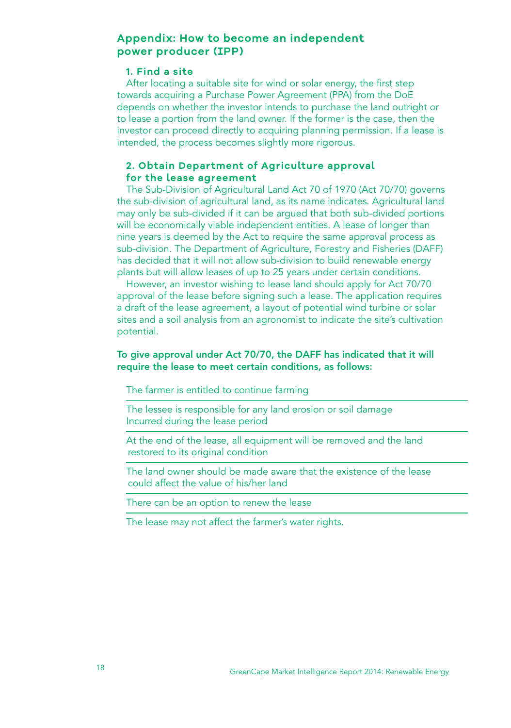## Appendix: How to become an independent power producer (IPP)

### 1. Find a site

After locating a suitable site for wind or solar energy, the first step towards acquiring a Purchase Power Agreement (PPA) from the DoE depends on whether the investor intends to purchase the land outright or to lease a portion from the land owner. If the former is the case, then the investor can proceed directly to acquiring planning permission. If a lease is intended, the process becomes slightly more rigorous.

### 2. Obtain Department of Agriculture approval for the lease agreement

The Sub-Division of Agricultural Land Act 70 of 1970 (Act 70/70) governs the sub-division of agricultural land, as its name indicates. Agricultural land may only be sub-divided if it can be argued that both sub-divided portions will be economically viable independent entities. A lease of longer than nine years is deemed by the Act to require the same approval process as sub-division. The Department of Agriculture, Forestry and Fisheries (DAFF) has decided that it will not allow sub-division to build renewable energy plants but will allow leases of up to 25 years under certain conditions.

However, an investor wishing to lease land should apply for Act 70/70 approval of the lease before signing such a lease. The application requires a draft of the lease agreement, a layout of potential wind turbine or solar sites and a soil analysis from an agronomist to indicate the site's cultivation potential.

**To give approval under Act 70/70, the DAFF has indicated that it will require the lease to meet certain conditions, as follows:**

- The farmer is entitled to continue farming
- The lessee is responsible for any land erosion or soil damage Incurred during the lease period
- At the end of the lease, all equipment will be removed and the land restored to its original condition
- The land owner should be made aware that the existence of the lease could affect the value of his/her land
- There can be an option to renew the lease
- The lease may not affect the farmer's water rights.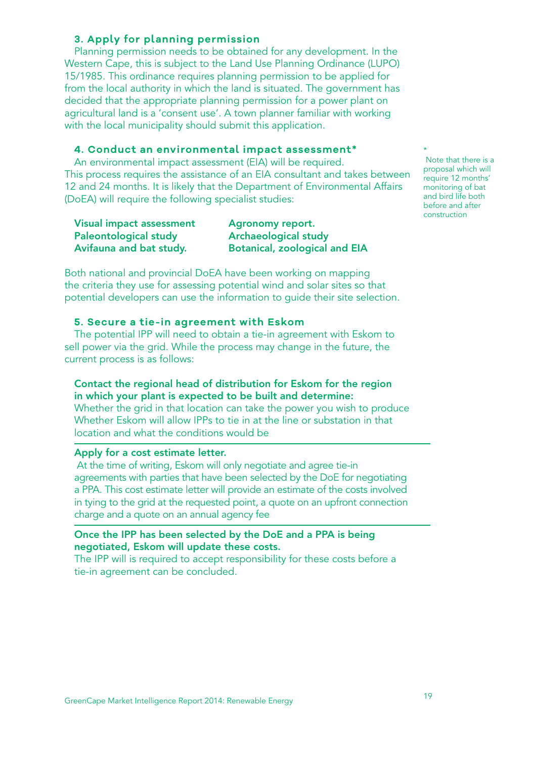### 3. Apply for planning permission

Planning permission needs to be obtained for any development. In the Western Cape, this is subject to the Land Use Planning Ordinance (LUPO) 15/1985. This ordinance requires planning permission to be applied for from the local authority in which the land is situated. The government has decided that the appropriate planning permission for a power plant on agricultural land is a 'consent use'. A town planner familiar with working with the local municipality should submit this application.

### 4. Conduct an environmental impact assessment*

An environmental impact assessment (EIA) will be required. This process requires the assistance of an EIA consultant and takes between 12 and 24 months. It is likely that the Department of Environmental Affairs (DoEA) will require the following specialist studies:

**Visual impact assessment**
**Paleontological study**
**Avifauna and bat study.**
**Agronomy report.**
**Archaeological study**
**Botanical, zoological and EIA**

Both national and provincial DoEA have been working on mapping the criteria they use for assessing potential wind and solar sites so that potential developers can use the information to guide their site selection.

\* Note that there is a proposal which will require 12 months' monitoring of bat and bird life both before and after construction

### 5. Secure a tie-in agreement with Eskom

The potential IPP will need to obtain a tie-in agreement with Eskom to sell power via the grid. While the process may change in the future, the current process is as follows:

**Contact the regional head of distribution for Eskom for the region in which your plant is expected to be built and determine:**
Whether the grid in that location can take the power you wish to produce
Whether Eskom will allow IPPs to tie in at the line or substation in that location and what the conditions would be

**Apply for a cost estimate letter.**
At the time of writing, Eskom will only negotiate and agree tie-in agreements with parties that have been selected by the DoE for negotiating a PPA. This cost estimate letter will provide an estimate of the costs involved in tying to the grid at the requested point, a quote on an upfront connection charge and a quote on an annual agency fee

**Once the IPP has been selected by the DoE and a PPA is being negotiated, Eskom will update these costs.**
The IPP will is required to accept responsibility for these costs before a tie-in agreement can be concluded.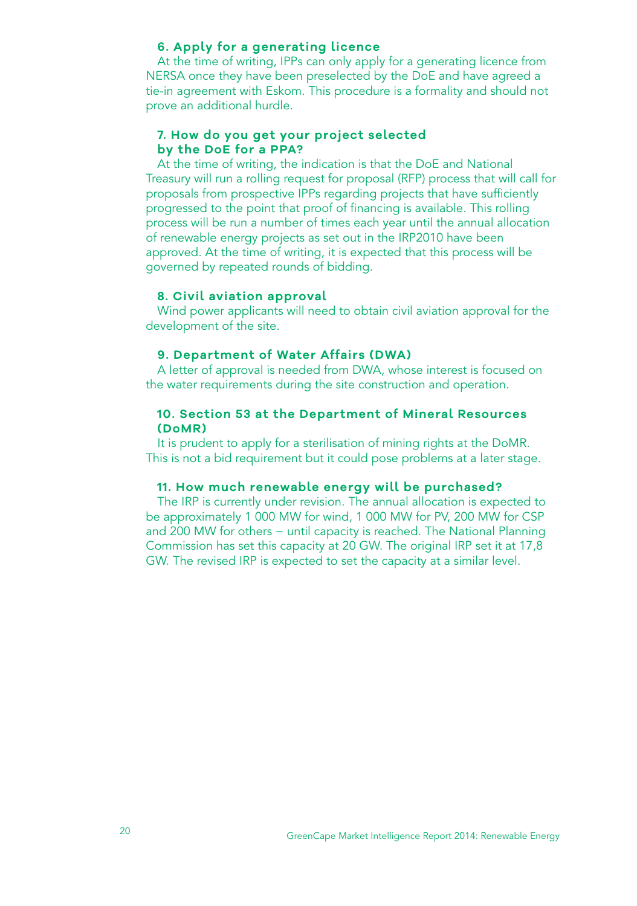### 6. Apply for a generating licence

At the time of writing, IPPs can only apply for a generating licence from NERSA once they have been preselected by the DoE and have agreed a tie-in agreement with Eskom. This procedure is a formality and should not prove an additional hurdle.

### 7. How do you get your project selected by the DoE for a PPA?

At the time of writing, the indication is that the DoE and National Treasury will run a rolling request for proposal (RFP) process that will call for proposals from prospective IPPs regarding projects that have sufficiently progressed to the point that proof of financing is available. This rolling process will be run a number of times each year until the annual allocation of renewable energy projects as set out in the IRP2010 have been approved. At the time of writing, it is expected that this process will be governed by repeated rounds of bidding.

### 8. Civil aviation approval

Wind power applicants will need to obtain civil aviation approval for the development of the site.

### 9. Department of Water Affairs (DWA)

A letter of approval is needed from DWA, whose interest is focused on the water requirements during the site construction and operation.

### 10. Section 53 at the Department of Mineral Resources (DoMR)

It is prudent to apply for a sterilisation of mining rights at the DoMR. This is not a bid requirement but it could pose problems at a later stage.

### 11. How much renewable energy will be purchased?

The IRP is currently under revision. The annual allocation is expected to be approximately 1 000 MW for wind, 1 000 MW for PV, 200 MW for CSP and 200 MW for others – until capacity is reached. The National Planning Commission has set this capacity at 20 GW. The original IRP set it at 17,8 GW. The revised IRP is expected to set the capacity at a similar level.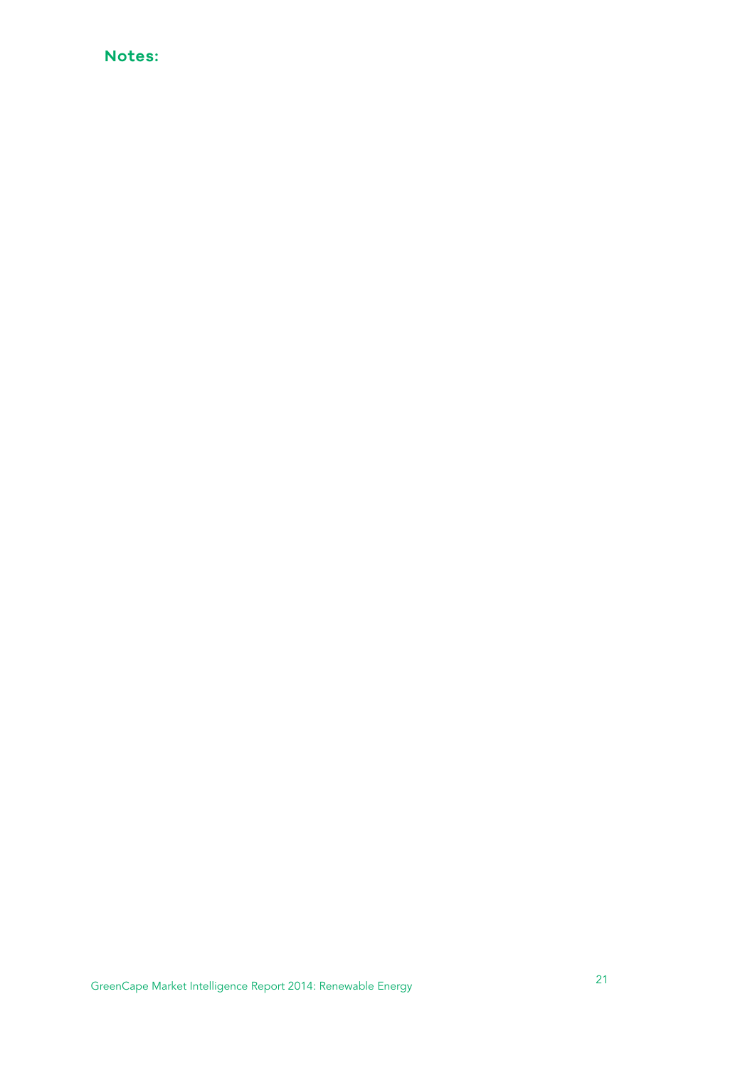**Notes:**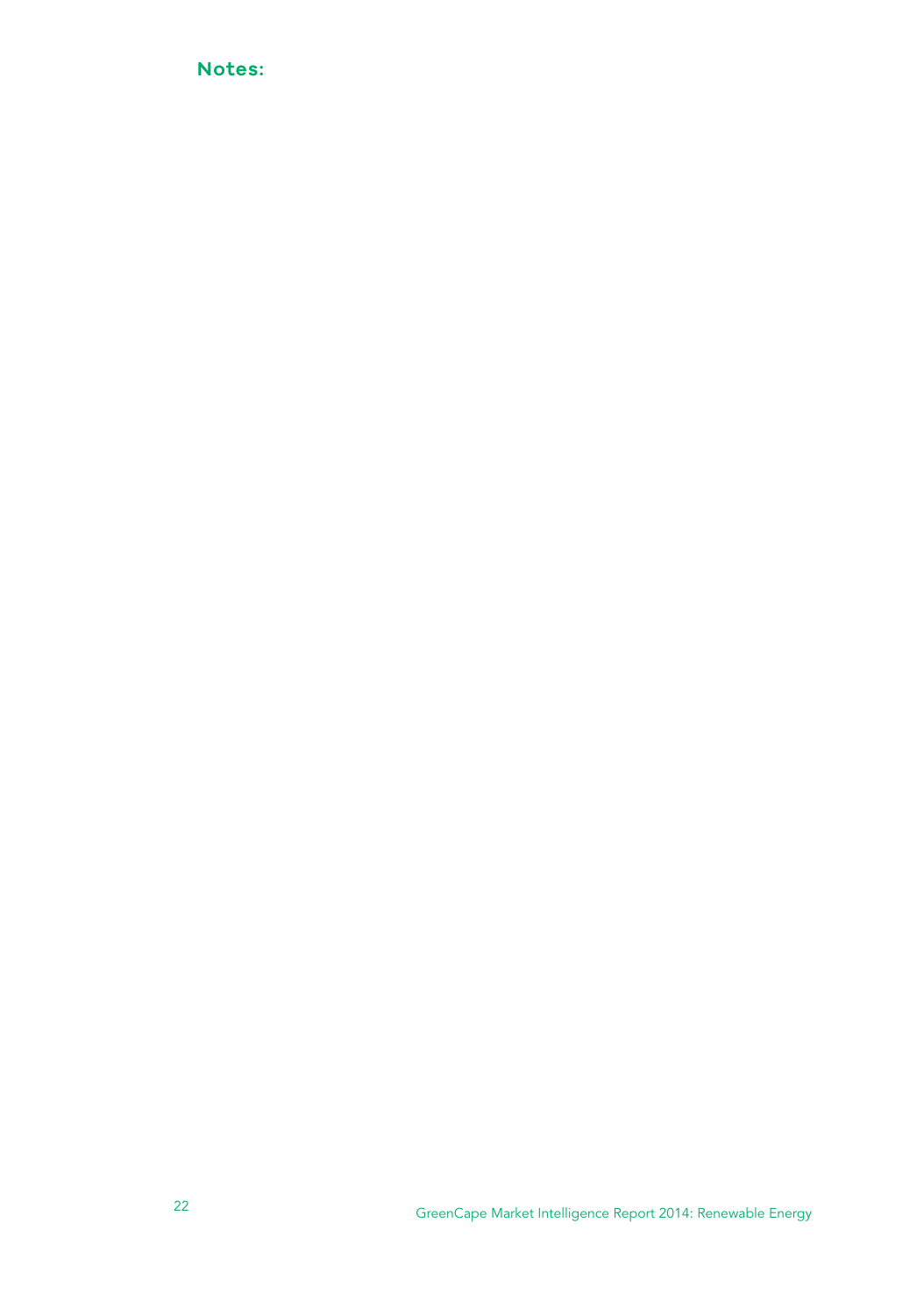**Notes:**